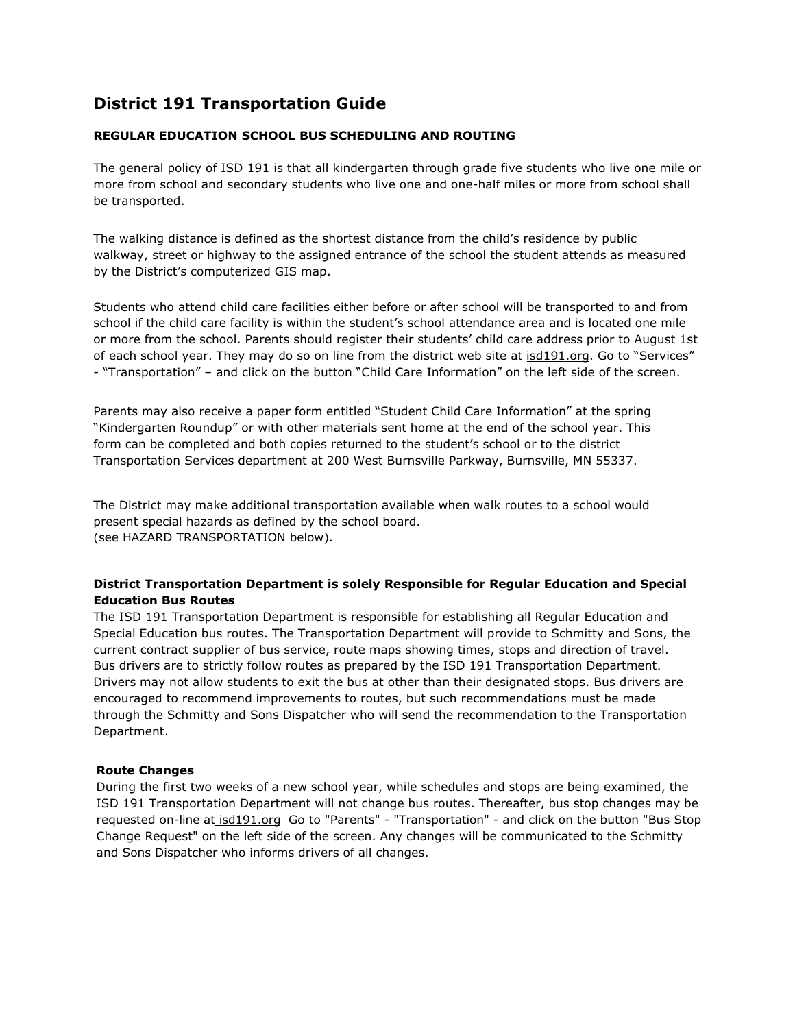# District 191 Transportation Guide

## REGULAR EDUCATION SCHOOL BUS SCHEDULING AND ROUTING

The general policy of ISD 191 is that all kindergarten through grade five students who live one mile or more from school and secondary students who live one and one-half miles or more from school shall be transported.

The walking distance is defined as the shortest distance from the child's residence by public walkway, street or highway to the assigned entrance of the school the student attends as measured by the District's computerized GIS map.

Students who attend child care facilities either before or after school will be transported to and from school if the child care facility is within the student's school attendance area and is located one mile or more from the school. Parents should register their students' child care address prior to August 1st of each school year. They may do so on line from the district web site at isd191.org. Go to "Services" - "Transportation" – and click on the button "Child Care Information" on the left side of the screen.

Parents may also receive a paper form entitled "Student Child Care Information" at the spring "Kindergarten Roundup" or with other materials sent home at the end of the school year. This form can be completed and both copies returned to the student's school or to the district Transportation Services department at 200 West Burnsville Parkway, Burnsville, MN 55337.

The District may make additional transportation available when walk routes to a school would present special hazards as defined by the school board.
(see HAZARD TRANSPORTATION below).

### District Transportation Department is solely Responsible for Regular Education and Special Education Bus Routes

The ISD 191 Transportation Department is responsible for establishing all Regular Education and Special Education bus routes. The Transportation Department will provide to Schmitty and Sons, the current contract supplier of bus service, route maps showing times, stops and direction of travel. Bus drivers are to strictly follow routes as prepared by the ISD 191 Transportation Department. Drivers may not allow students to exit the bus at other than their designated stops. Bus drivers are encouraged to recommend improvements to routes, but such recommendations must be made through the Schmitty and Sons Dispatcher who will send the recommendation to the Transportation Department.

### Route Changes

During the first two weeks of a new school year, while schedules and stops are being examined, the ISD 191 Transportation Department will not change bus routes. Thereafter, bus stop changes may be requested on-line at isd191.org Go to "Parents" - "Transportation" - and click on the button "Bus Stop Change Request" on the left side of the screen. Any changes will be communicated to the Schmitty and Sons Dispatcher who informs drivers of all changes.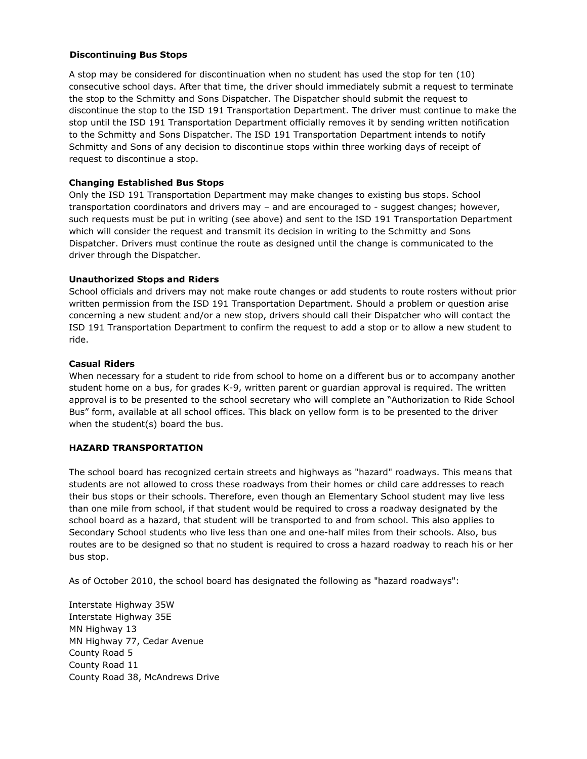### Discontinuing Bus Stops

A stop may be considered for discontinuation when no student has used the stop for ten (10) consecutive school days. After that time, the driver should immediately submit a request to terminate the stop to the Schmitty and Sons Dispatcher. The Dispatcher should submit the request to discontinue the stop to the ISD 191 Transportation Department. The driver must continue to make the stop until the ISD 191 Transportation Department officially removes it by sending written notification to the Schmitty and Sons Dispatcher. The ISD 191 Transportation Department intends to notify Schmitty and Sons of any decision to discontinue stops within three working days of receipt of request to discontinue a stop.

### Changing Established Bus Stops

Only the ISD 191 Transportation Department may make changes to existing bus stops. School transportation coordinators and drivers may – and are encouraged to - suggest changes; however, such requests must be put in writing (see above) and sent to the ISD 191 Transportation Department which will consider the request and transmit its decision in writing to the Schmitty and Sons Dispatcher. Drivers must continue the route as designed until the change is communicated to the driver through the Dispatcher.

### Unauthorized Stops and Riders

School officials and drivers may not make route changes or add students to route rosters without prior written permission from the ISD 191 Transportation Department. Should a problem or question arise concerning a new student and/or a new stop, drivers should call their Dispatcher who will contact the ISD 191 Transportation Department to confirm the request to add a stop or to allow a new student to ride.

### Casual Riders

When necessary for a student to ride from school to home on a different bus or to accompany another student home on a bus, for grades K-9, written parent or guardian approval is required. The written approval is to be presented to the school secretary who will complete an "Authorization to Ride School Bus" form, available at all school offices. This black on yellow form is to be presented to the driver when the student(s) board the bus.

## HAZARD TRANSPORTATION

The school board has recognized certain streets and highways as "hazard" roadways. This means that students are not allowed to cross these roadways from their homes or child care addresses to reach their bus stops or their schools. Therefore, even though an Elementary School student may live less than one mile from school, if that student would be required to cross a roadway designated by the school board as a hazard, that student will be transported to and from school. This also applies to Secondary School students who live less than one and one-half miles from their schools. Also, bus routes are to be designed so that no student is required to cross a hazard roadway to reach his or her bus stop.

As of October 2010, the school board has designated the following as "hazard roadways":

Interstate Highway 35W
Interstate Highway 35E
MN Highway 13
MN Highway 77, Cedar Avenue
County Road 5
County Road 11
County Road 38, McAndrews Drive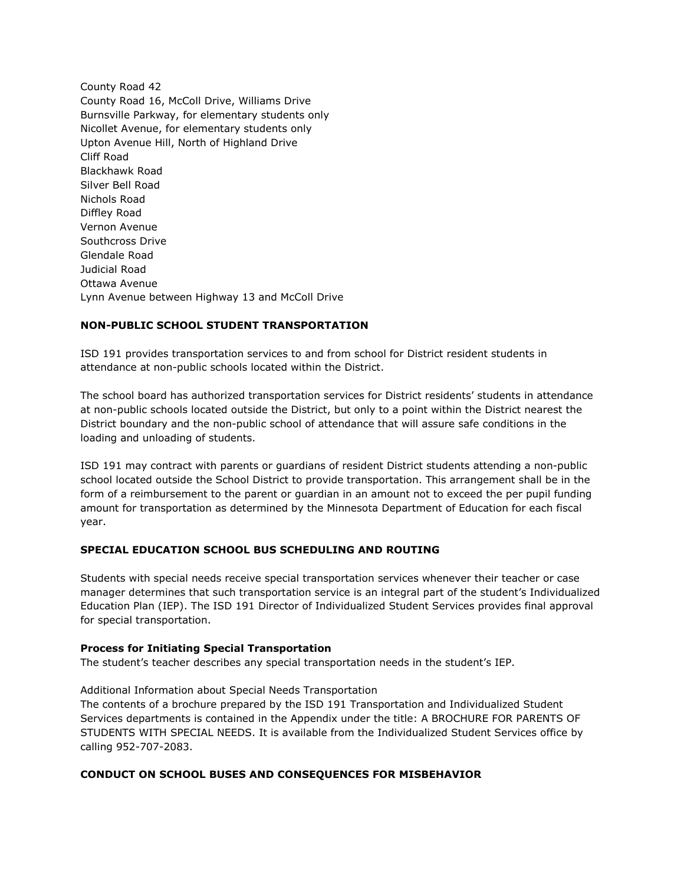County Road 42
County Road 16, McColl Drive, Williams Drive
Burnsville Parkway, for elementary students only
Nicollet Avenue, for elementary students only
Upton Avenue Hill, North of Highland Drive
Cliff Road
Blackhawk Road
Silver Bell Road
Nichols Road
Diffley Road
Vernon Avenue
Southcross Drive
Glendale Road
Judicial Road
Ottawa Avenue
Lynn Avenue between Highway 13 and McColl Drive

## NON-PUBLIC SCHOOL STUDENT TRANSPORTATION

ISD 191 provides transportation services to and from school for District resident students in attendance at non-public schools located within the District.

The school board has authorized transportation services for District residents' students in attendance at non-public schools located outside the District, but only to a point within the District nearest the District boundary and the non-public school of attendance that will assure safe conditions in the loading and unloading of students.

ISD 191 may contract with parents or guardians of resident District students attending a non-public school located outside the School District to provide transportation. This arrangement shall be in the form of a reimbursement to the parent or guardian in an amount not to exceed the per pupil funding amount for transportation as determined by the Minnesota Department of Education for each fiscal year.

## SPECIAL EDUCATION SCHOOL BUS SCHEDULING AND ROUTING

Students with special needs receive special transportation services whenever their teacher or case manager determines that such transportation service is an integral part of the student's Individualized Education Plan (IEP). The ISD 191 Director of Individualized Student Services provides final approval for special transportation.

### Process for Initiating Special Transportation

The student's teacher describes any special transportation needs in the student's IEP.

Additional Information about Special Needs Transportation
The contents of a brochure prepared by the ISD 191 Transportation and Individualized Student Services departments is contained in the Appendix under the title: A BROCHURE FOR PARENTS OF STUDENTS WITH SPECIAL NEEDS. It is available from the Individualized Student Services office by calling 952-707-2083.

## CONDUCT ON SCHOOL BUSES AND CONSEQUENCES FOR MISBEHAVIOR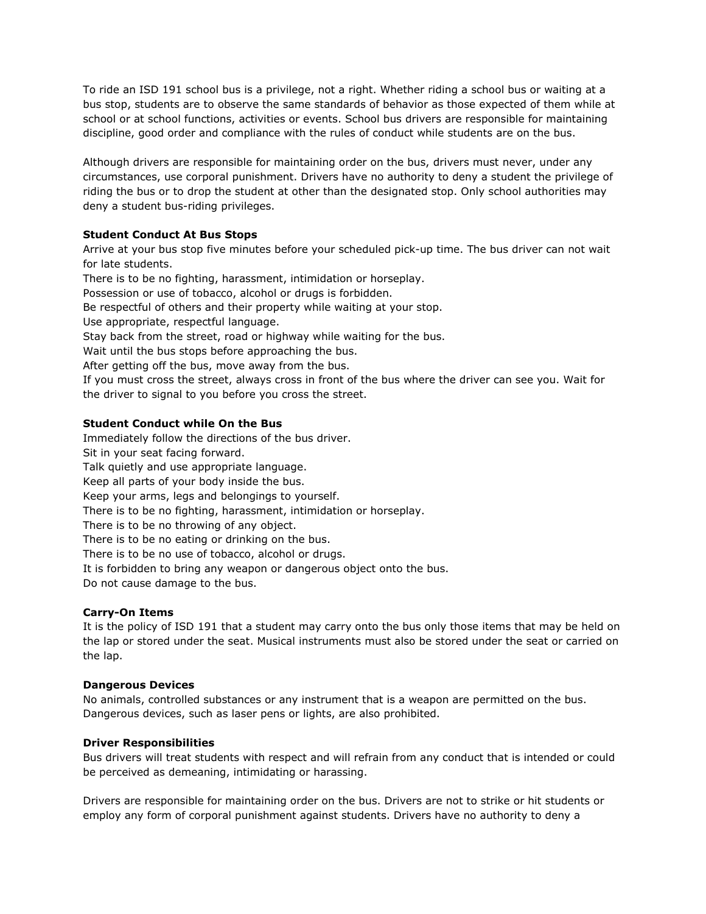To ride an ISD 191 school bus is a privilege, not a right. Whether riding a school bus or waiting at a bus stop, students are to observe the same standards of behavior as those expected of them while at school or at school functions, activities or events. School bus drivers are responsible for maintaining discipline, good order and compliance with the rules of conduct while students are on the bus.

Although drivers are responsible for maintaining order on the bus, drivers must never, under any circumstances, use corporal punishment. Drivers have no authority to deny a student the privilege of riding the bus or to drop the student at other than the designated stop. Only school authorities may deny a student bus-riding privileges.

**Student Conduct At Bus Stops**

Arrive at your bus stop five minutes before your scheduled pick-up time. The bus driver can not wait for late students.
There is to be no fighting, harassment, intimidation or horseplay.
Possession or use of tobacco, alcohol or drugs is forbidden.
Be respectful of others and their property while waiting at your stop.
Use appropriate, respectful language.
Stay back from the street, road or highway while waiting for the bus.
Wait until the bus stops before approaching the bus.
After getting off the bus, move away from the bus.
If you must cross the street, always cross in front of the bus where the driver can see you. Wait for the driver to signal to you before you cross the street.

**Student Conduct while On the Bus**

Immediately follow the directions of the bus driver.
Sit in your seat facing forward.
Talk quietly and use appropriate language.
Keep all parts of your body inside the bus.
Keep your arms, legs and belongings to yourself.
There is to be no fighting, harassment, intimidation or horseplay.
There is to be no throwing of any object.
There is to be no eating or drinking on the bus.
There is to be no use of tobacco, alcohol or drugs.
It is forbidden to bring any weapon or dangerous object onto the bus.
Do not cause damage to the bus.

**Carry-On Items**

It is the policy of ISD 191 that a student may carry onto the bus only those items that may be held on the lap or stored under the seat. Musical instruments must also be stored under the seat or carried on the lap.

**Dangerous Devices**

No animals, controlled substances or any instrument that is a weapon are permitted on the bus. Dangerous devices, such as laser pens or lights, are also prohibited.

**Driver Responsibilities**

Bus drivers will treat students with respect and will refrain from any conduct that is intended or could be perceived as demeaning, intimidating or harassing.

Drivers are responsible for maintaining order on the bus. Drivers are not to strike or hit students or employ any form of corporal punishment against students. Drivers have no authority to deny a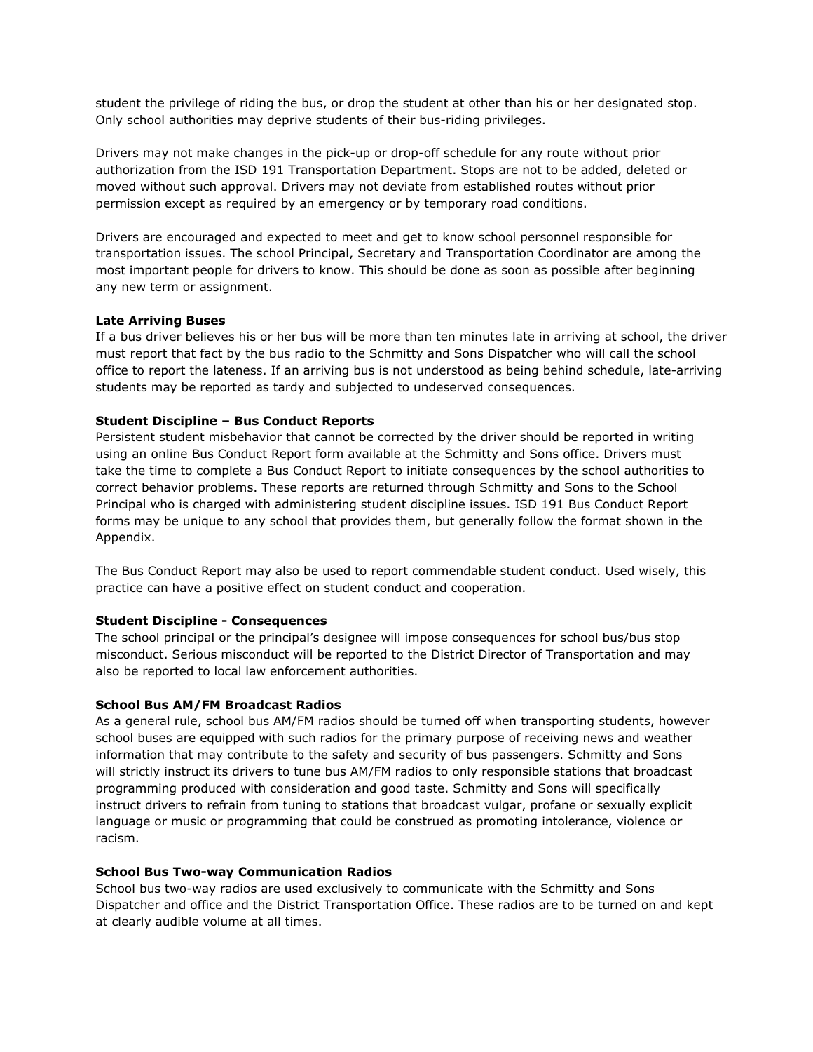student the privilege of riding the bus, or drop the student at other than his or her designated stop. Only school authorities may deprive students of their bus-riding privileges.

Drivers may not make changes in the pick-up or drop-off schedule for any route without prior authorization from the ISD 191 Transportation Department. Stops are not to be added, deleted or moved without such approval. Drivers may not deviate from established routes without prior permission except as required by an emergency or by temporary road conditions.

Drivers are encouraged and expected to meet and get to know school personnel responsible for transportation issues. The school Principal, Secretary and Transportation Coordinator are among the most important people for drivers to know. This should be done as soon as possible after beginning any new term or assignment.

**Late Arriving Buses**

If a bus driver believes his or her bus will be more than ten minutes late in arriving at school, the driver must report that fact by the bus radio to the Schmitty and Sons Dispatcher who will call the school office to report the lateness. If an arriving bus is not understood as being behind schedule, late-arriving students may be reported as tardy and subjected to undeserved consequences.

**Student Discipline – Bus Conduct Reports**

Persistent student misbehavior that cannot be corrected by the driver should be reported in writing using an online Bus Conduct Report form available at the Schmitty and Sons office. Drivers must take the time to complete a Bus Conduct Report to initiate consequences by the school authorities to correct behavior problems. These reports are returned through Schmitty and Sons to the School Principal who is charged with administering student discipline issues. ISD 191 Bus Conduct Report forms may be unique to any school that provides them, but generally follow the format shown in the Appendix.

The Bus Conduct Report may also be used to report commendable student conduct. Used wisely, this practice can have a positive effect on student conduct and cooperation.

**Student Discipline - Consequences**

The school principal or the principal's designee will impose consequences for school bus/bus stop misconduct. Serious misconduct will be reported to the District Director of Transportation and may also be reported to local law enforcement authorities.

**School Bus AM/FM Broadcast Radios**

As a general rule, school bus AM/FM radios should be turned off when transporting students, however school buses are equipped with such radios for the primary purpose of receiving news and weather information that may contribute to the safety and security of bus passengers. Schmitty and Sons will strictly instruct its drivers to tune bus AM/FM radios to only responsible stations that broadcast programming produced with consideration and good taste. Schmitty and Sons will specifically instruct drivers to refrain from tuning to stations that broadcast vulgar, profane or sexually explicit language or music or programming that could be construed as promoting intolerance, violence or racism.

**School Bus Two-way Communication Radios**

School bus two-way radios are used exclusively to communicate with the Schmitty and Sons Dispatcher and office and the District Transportation Office. These radios are to be turned on and kept at clearly audible volume at all times.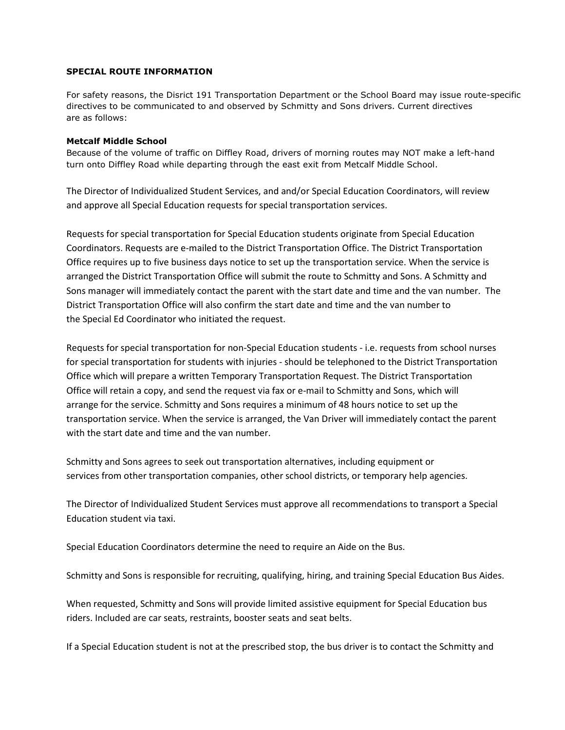**SPECIAL ROUTE INFORMATION**

For safety reasons, the Disrict 191 Transportation Department or the School Board may issue route-specific directives to be communicated to and observed by Schmitty and Sons drivers. Current directives are as follows:

**Metcalf Middle School**

Because of the volume of traffic on Diffley Road, drivers of morning routes may NOT make a left-hand turn onto Diffley Road while departing through the east exit from Metcalf Middle School.

The Director of Individualized Student Services, and and/or Special Education Coordinators, will review and approve all Special Education requests for special transportation services.

Requests for special transportation for Special Education students originate from Special Education Coordinators. Requests are e-mailed to the District Transportation Office. The District Transportation Office requires up to five business days notice to set up the transportation service. When the service is arranged the District Transportation Office will submit the route to Schmitty and Sons. A Schmitty and Sons manager will immediately contact the parent with the start date and time and the van number. The District Transportation Office will also confirm the start date and time and the van number to the Special Ed Coordinator who initiated the request.

Requests for special transportation for non-Special Education students - i.e. requests from school nurses for special transportation for students with injuries - should be telephoned to the District Transportation Office which will prepare a written Temporary Transportation Request. The District Transportation Office will retain a copy, and send the request via fax or e-mail to Schmitty and Sons, which will arrange for the service. Schmitty and Sons requires a minimum of 48 hours notice to set up the transportation service. When the service is arranged, the Van Driver will immediately contact the parent with the start date and time and the van number.

Schmitty and Sons agrees to seek out transportation alternatives, including equipment or services from other transportation companies, other school districts, or temporary help agencies.

The Director of Individualized Student Services must approve all recommendations to transport a Special Education student via taxi.

Special Education Coordinators determine the need to require an Aide on the Bus.

Schmitty and Sons is responsible for recruiting, qualifying, hiring, and training Special Education Bus Aides.

When requested, Schmitty and Sons will provide limited assistive equipment for Special Education bus riders. Included are car seats, restraints, booster seats and seat belts.

If a Special Education student is not at the prescribed stop, the bus driver is to contact the Schmitty and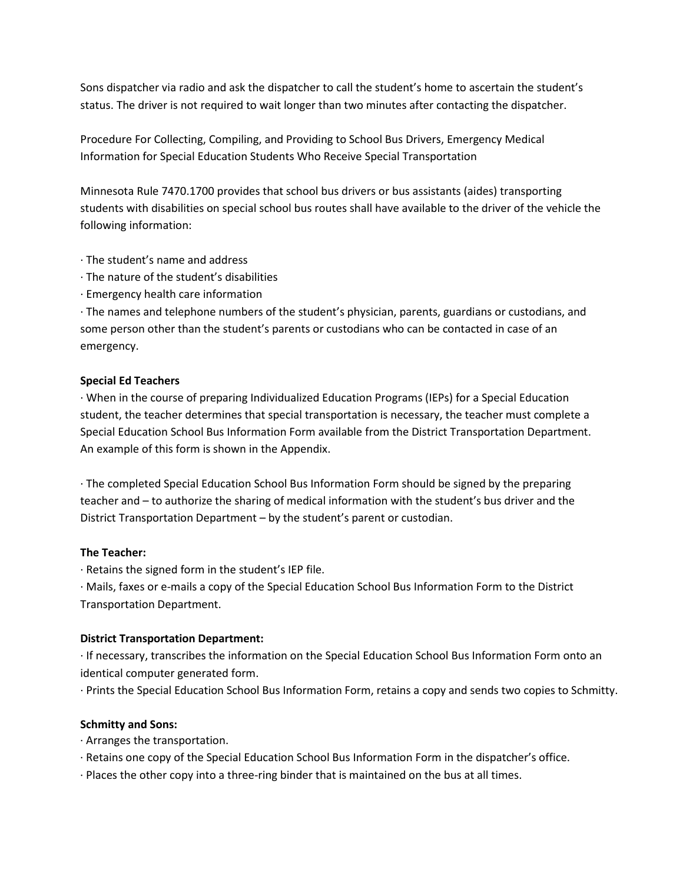Sons dispatcher via radio and ask the dispatcher to call the student's home to ascertain the student's status. The driver is not required to wait longer than two minutes after contacting the dispatcher.

Procedure For Collecting, Compiling, and Providing to School Bus Drivers, Emergency Medical Information for Special Education Students Who Receive Special Transportation

Minnesota Rule 7470.1700 provides that school bus drivers or bus assistants (aides) transporting students with disabilities on special school bus routes shall have available to the driver of the vehicle the following information:

- The student's name and address
- The nature of the student's disabilities
- Emergency health care information
- The names and telephone numbers of the student's physician, parents, guardians or custodians, and some person other than the student's parents or custodians who can be contacted in case of an emergency.

**Special Ed Teachers**

- When in the course of preparing Individualized Education Programs (IEPs) for a Special Education student, the teacher determines that special transportation is necessary, the teacher must complete a Special Education School Bus Information Form available from the District Transportation Department. An example of this form is shown in the Appendix.

- The completed Special Education School Bus Information Form should be signed by the preparing teacher and – to authorize the sharing of medical information with the student's bus driver and the District Transportation Department – by the student's parent or custodian.

**The Teacher:**

- Retains the signed form in the student's IEP file.
- Mails, faxes or e-mails a copy of the Special Education School Bus Information Form to the District Transportation Department.

**District Transportation Department:**

- If necessary, transcribes the information on the Special Education School Bus Information Form onto an identical computer generated form.
- Prints the Special Education School Bus Information Form, retains a copy and sends two copies to Schmitty.

**Schmitty and Sons:**

- Arranges the transportation.
- Retains one copy of the Special Education School Bus Information Form in the dispatcher's office.
- Places the other copy into a three-ring binder that is maintained on the bus at all times.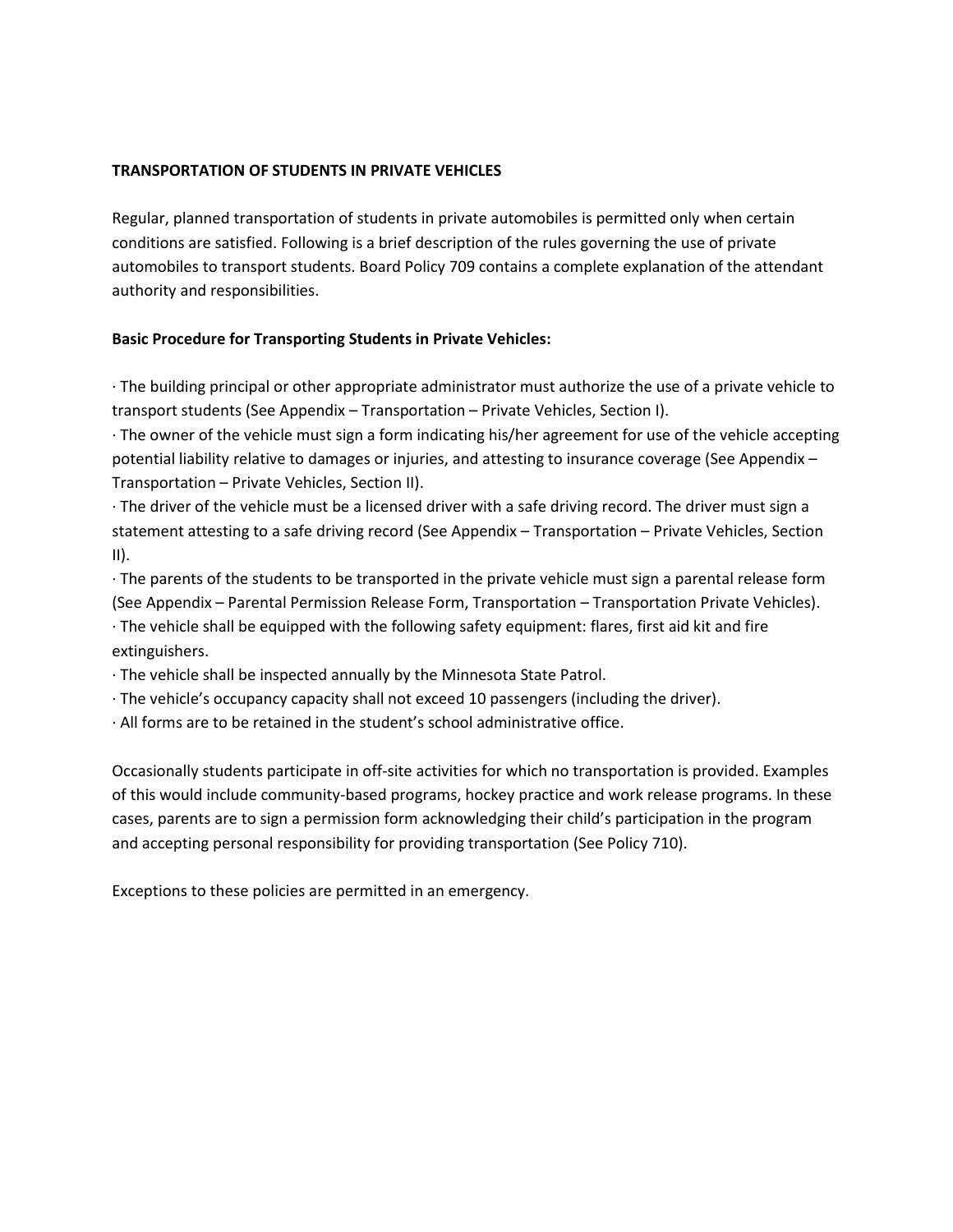**TRANSPORTATION OF STUDENTS IN PRIVATE VEHICLES**

Regular, planned transportation of students in private automobiles is permitted only when certain conditions are satisfied. Following is a brief description of the rules governing the use of private automobiles to transport students. Board Policy 709 contains a complete explanation of the attendant authority and responsibilities.

**Basic Procedure for Transporting Students in Private Vehicles:**

· The building principal or other appropriate administrator must authorize the use of a private vehicle to transport students (See Appendix – Transportation – Private Vehicles, Section I).
· The owner of the vehicle must sign a form indicating his/her agreement for use of the vehicle accepting potential liability relative to damages or injuries, and attesting to insurance coverage (See Appendix – Transportation – Private Vehicles, Section II).
· The driver of the vehicle must be a licensed driver with a safe driving record. The driver must sign a statement attesting to a safe driving record (See Appendix – Transportation – Private Vehicles, Section II).
· The parents of the students to be transported in the private vehicle must sign a parental release form (See Appendix – Parental Permission Release Form, Transportation – Transportation Private Vehicles).
· The vehicle shall be equipped with the following safety equipment: flares, first aid kit and fire extinguishers.
· The vehicle shall be inspected annually by the Minnesota State Patrol.
· The vehicle's occupancy capacity shall not exceed 10 passengers (including the driver).
· All forms are to be retained in the student's school administrative office.

Occasionally students participate in off-site activities for which no transportation is provided. Examples of this would include community-based programs, hockey practice and work release programs. In these cases, parents are to sign a permission form acknowledging their child's participation in the program and accepting personal responsibility for providing transportation (See Policy 710).

Exceptions to these policies are permitted in an emergency.